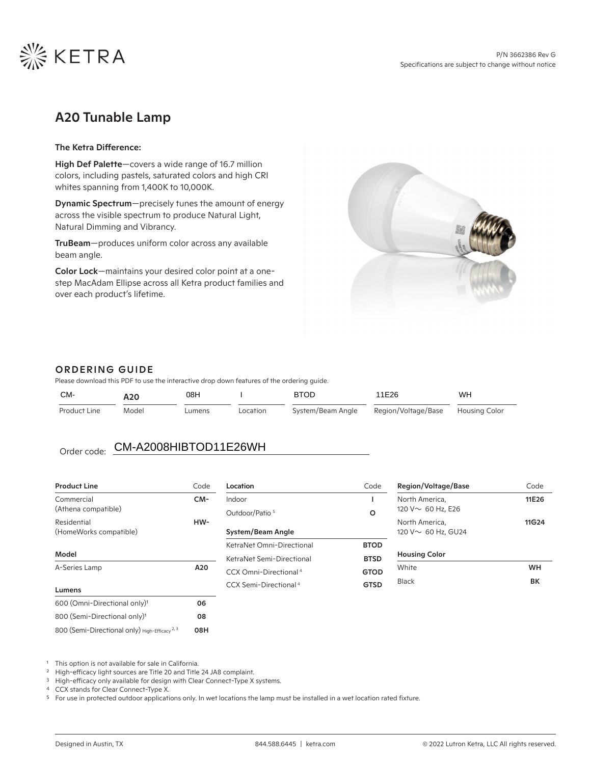P/N 3662386 Rev G
Specifications are subject to change without notice

# A20 Tunable Lamp

**The Ketra Difference:**

**High Def Palette**—covers a wide range of 16.7 million colors, including pastels, saturated colors and high CRI whites spanning from 1,400K to 10,000K.

**Dynamic Spectrum**—precisely tunes the amount of energy across the visible spectrum to produce Natural Light, Natural Dimming and Vibrancy.

**TruBeam**—produces uniform color across any available beam angle.

**Color Lock**—maintains your desired color point at a one-step MacAdam Ellipse across all Ketra product families and over each product's lifetime.

## ORDERING GUIDE

Please download this PDF to use the interactive drop down features of the ordering guide.

| CM- | A20 | 08H | I | BTOD | 11E26 | WH |
|---|---|---|---|---|---|---|
| Product Line | Model | Lumens | Location | System/Beam Angle | Region/Voltage/Base | Housing Color |

Order code: CM-A2008HIBTOD11E26WH

| Product Line | Code |
|---|---|
| Commercial (Athena compatible) | **CM-** |
| Residential (HomeWorks compatible) | **HW-** |

| Model | Code |
|---|---|
| A-Series Lamp | **A20** |

| Lumens | Code |
|---|---|
| 600 (Omni-Directional only)[1] | **06** |
| 800 (Semi-Directional only)[1] | **08** |
| 800 (Semi-Directional only) High-Efficacy[2, 3] | **08H** |

| Location | Code |
|---|---|
| Indoor | **I** |
| Outdoor/Patio[5] | **O** |

| System/Beam Angle | Code |
|---|---|
| KetraNet Omni-Directional | **BTOD** |
| KetraNet Semi-Directional | **BTSD** |
| CCX Omni-Directional[4] | **GTOD** |
| CCX Semi-Directional[4] | **GTSD** |

| Region/Voltage/Base | Code |
|---|---|
| North America, 120 V~ 60 Hz, E26 | **11E26** |
| North America, 120 V~ 60 Hz, GU24 | **11G24** |

| Housing Color | Code |
|---|---|
| White | **WH** |
| Black | **BK** |

1 This option is not available for sale in California.
2 High-efficacy light sources are Title 20 and Title 24 JA8 complaint.
3 High-efficacy only available for design with Clear Connect-Type X systems.
4 CCX stands for Clear Connect-Type X.
5 For use in protected outdoor applications only. In wet locations the lamp must be installed in a wet location rated fixture.

Designed in Austin, TX | 844.588.6445 | ketra.com | © 2022 Lutron Ketra, LLC All rights reserved.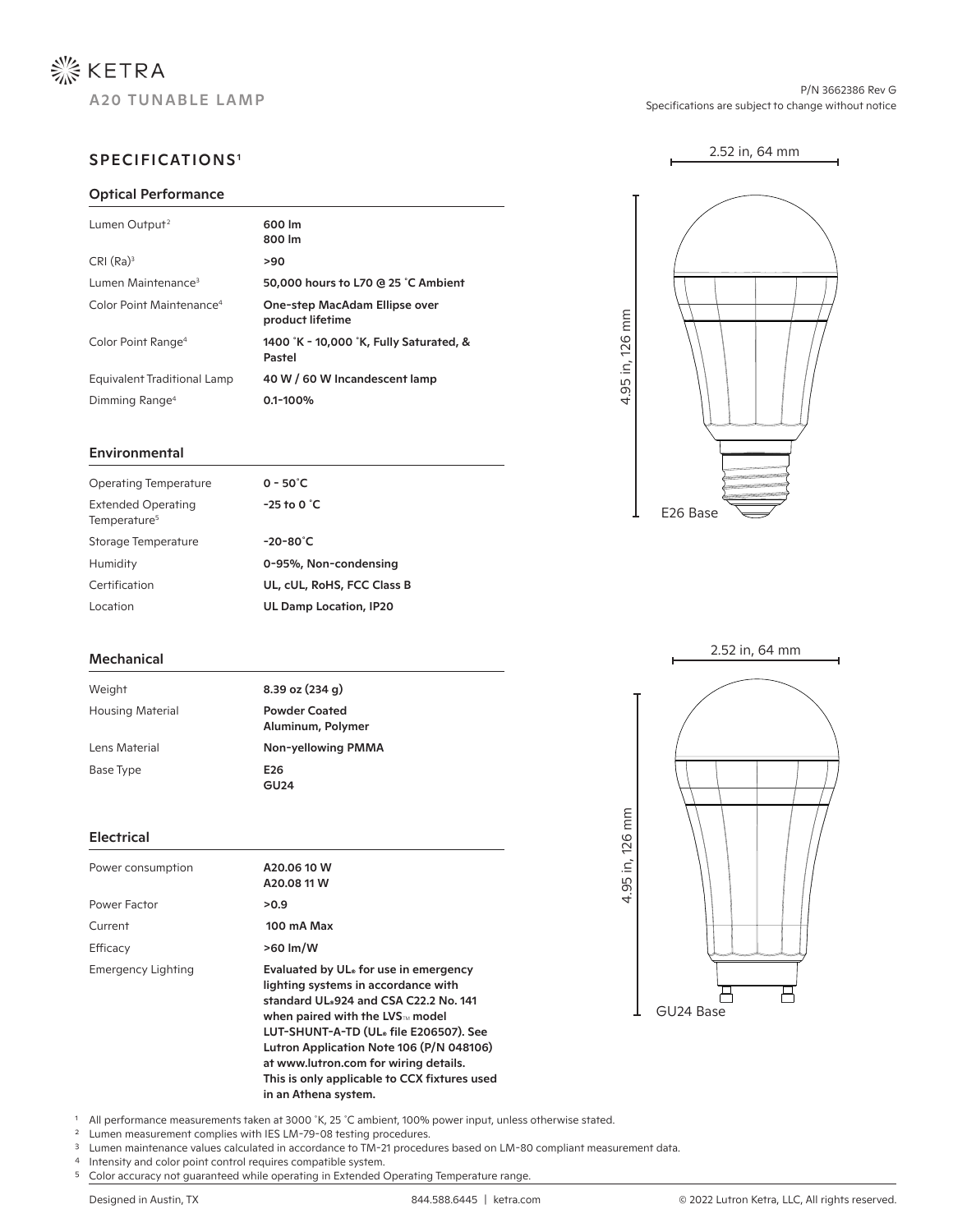# KETRA

## A20 TUNABLE LAMP

P/N 3662386 Rev G
Specifications are subject to change without notice

## SPECIFICATIONS[1]

### Optical Performance

| | |
|---|---|
| Lumen Output[2] | **600 lm**<br>**800 lm** |
| CRI (Ra)[3] | **>90** |
| Lumen Maintenance[3] | **50,000 hours to L70 @ 25 ˚C Ambient** |
| Color Point Maintenance[4] | **One-step MacAdam Ellipse over product lifetime** |
| Color Point Range[4] | **1400 ˚K - 10,000 ˚K, Fully Saturated, & Pastel** |
| Equivalent Traditional Lamp | **40 W / 60 W Incandescent lamp** |
| Dimming Range[4] | **0.1-100%** |

### Environmental

| | |
|---|---|
| Operating Temperature | **0 - 50˚C** |
| Extended Operating Temperature[5] | **-25 to 0 ˚C** |
| Storage Temperature | **-20-80˚C** |
| Humidity | **0-95%, Non-condensing** |
| Certification | **UL, cUL, RoHS, FCC Class B** |
| Location | **UL Damp Location, IP20** |

### Mechanical

| | |
|---|---|
| Weight | **8.39 oz (234 g)** |
| Housing Material | **Powder Coated Aluminum, Polymer** |
| Lens Material | **Non-yellowing PMMA** |
| Base Type | **E26**<br>**GU24** |

### Electrical

| | |
|---|---|
| Power consumption | **A20.06 10 W**<br>**A20.08 11 W** |
| Power Factor | **>0.9** |
| Current | **100 mA Max** |
| Efficacy | **>60 lm/W** |
| Emergency Lighting | **Evaluated by UL® for use in emergency lighting systems in accordance with standard UL®924 and CSA C22.2 No. 141 when paired with the LVS™ model LUT-SHUNT-A-TD (UL® file E206507). See Lutron Application Note 106 (P/N 048106) at www.lutron.com for wiring details. This is only applicable to CCX fixtures used in an Athena system.** |

2.52 in, 64 mm

4.95 in, 126 mm

E26 Base

2.52 in, 64 mm

4.95 in, 126 mm

GU24 Base

[1] All performance measurements taken at 3000 ˚K, 25 ˚C ambient, 100% power input, unless otherwise stated.
[2] Lumen measurement complies with IES LM-79-08 testing procedures.
[3] Lumen maintenance values calculated in accordance to TM-21 procedures based on LM-80 compliant measurement data.
[4] Intensity and color point control requires compatible system.
[5] Color accuracy not guaranteed while operating in Extended Operating Temperature range.

Designed in Austin, TX | 844.588.6445 | ketra.com | © 2022 Lutron Ketra, LLC, All rights reserved.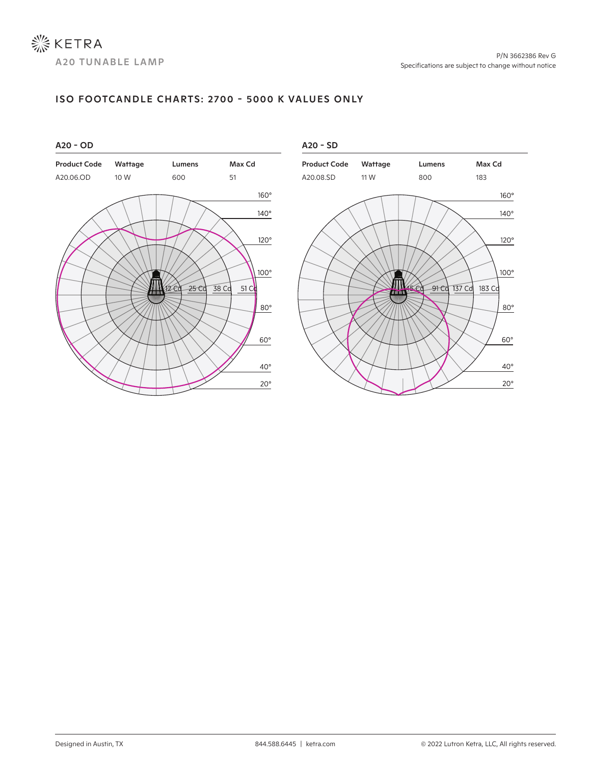## ISO FOOTCANDLE CHARTS: 2700 - 5000 K VALUES ONLY

### A20 - OD

| Product Code | Wattage | Lumens | Max Cd |
|---|---|---|---|
| A20.06.OD | 10 W | 600 | 51 |

160°
140°
120°
100°
80°
60°
40°
20°
12 Cd
25 Cd
38 Cd
51 Cd

### A20 - SD

| Product Code | Wattage | Lumens | Max Cd |
|---|---|---|---|
| A20.08.SD | 11 W | 800 | 183 |

160°
140°
120°
100°
80°
60°
40°
20°
45 Cd
91 Cd
137 Cd
183 Cd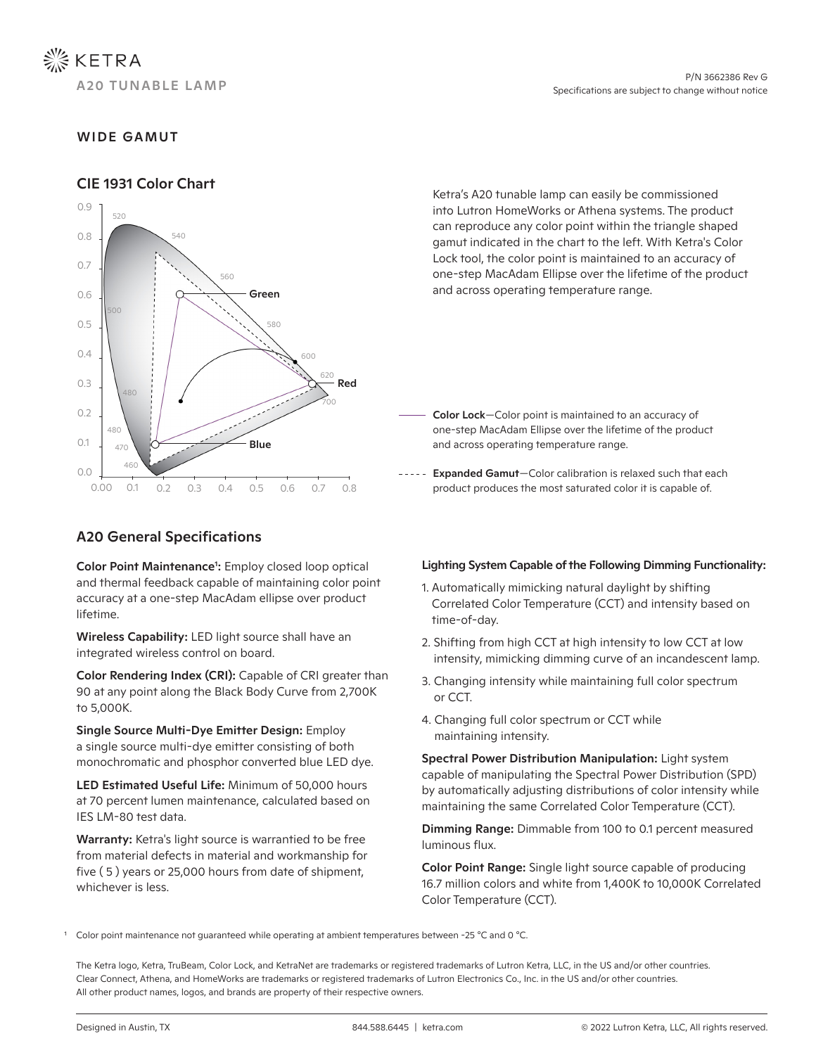## WIDE GAMUT

### CIE 1931 Color Chart

0.9
0.8
0.7
0.6
0.5
0.4
0.3
0.2
0.1
0.0
0.00 0.1 0.2 0.3 0.4 0.5 0.6 0.7 0.8
520
540
560
500
580
600
620
700
480
480
470
460
Green
Red
Blue

Ketra's A20 tunable lamp can easily be commissioned into Lutron HomeWorks or Athena systems. The product can reproduce any color point within the triangle shaped gamut indicated in the chart to the left. With Ketra's Color Lock tool, the color point is maintained to an accuracy of one-step MacAdam Ellipse over the lifetime of the product and across operating temperature range.

**Color Lock**—Color point is maintained to an accuracy of one-step MacAdam Ellipse over the lifetime of the product and across operating temperature range.

**Expanded Gamut**—Color calibration is relaxed such that each product produces the most saturated color it is capable of.

### A20 General Specifications

**Color Point Maintenance[1]:** Employ closed loop optical and thermal feedback capable of maintaining color point accuracy at a one-step MacAdam ellipse over product lifetime.

**Wireless Capability:** LED light source shall have an integrated wireless control on board.

**Color Rendering Index (CRI):** Capable of CRI greater than 90 at any point along the Black Body Curve from 2,700K to 5,000K.

**Single Source Multi-Dye Emitter Design:** Employ a single source multi-dye emitter consisting of both monochromatic and phosphor converted blue LED dye.

**LED Estimated Useful Life:** Minimum of 50,000 hours at 70 percent lumen maintenance, calculated based on IES LM-80 test data.

**Warranty:** Ketra's light source is warrantied to be free from material defects in material and workmanship for five ( 5 ) years or 25,000 hours from date of shipment, whichever is less.

**Lighting System Capable of the Following Dimming Functionality:**

1. Automatically mimicking natural daylight by shifting Correlated Color Temperature (CCT) and intensity based on time-of-day.
2. Shifting from high CCT at high intensity to low CCT at low intensity, mimicking dimming curve of an incandescent lamp.
3. Changing intensity while maintaining full color spectrum or CCT.
4. Changing full color spectrum or CCT while maintaining intensity.

**Spectral Power Distribution Manipulation:** Light system capable of manipulating the Spectral Power Distribution (SPD) by automatically adjusting distributions of color intensity while maintaining the same Correlated Color Temperature (CCT).

**Dimming Range:** Dimmable from 100 to 0.1 percent measured luminous flux.

**Color Point Range:** Single light source capable of producing 16.7 million colors and white from 1,400K to 10,000K Correlated Color Temperature (CCT).

[1] Color point maintenance not guaranteed while operating at ambient temperatures between -25 °C and 0 °C.

The Ketra logo, Ketra, TruBeam, Color Lock, and KetraNet are trademarks or registered trademarks of Lutron Ketra, LLC, in the US and/or other countries. Clear Connect, Athena, and HomeWorks are trademarks or registered trademarks of Lutron Electronics Co., Inc. in the US and/or other countries. All other product names, logos, and brands are property of their respective owners.